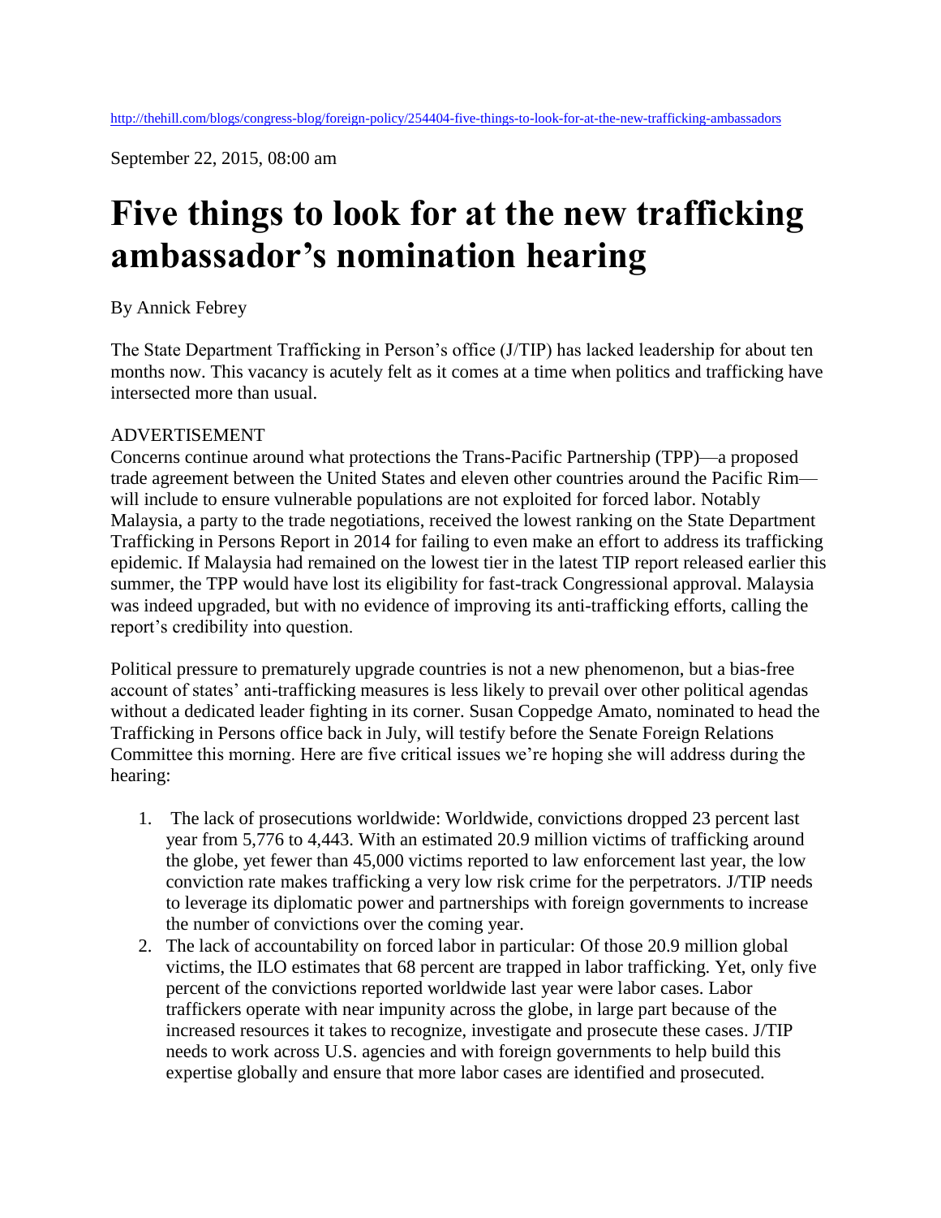http://thehill.com/blogs/congress-blog/foreign-policy/254404-five-things-to-look-for-at-the-new-trafficking-ambassadors

September 22, 2015, 08:00 am

# Five things to look for at the new trafficking ambassador's nomination hearing

By Annick Febrey

The State Department Trafficking in Person's office (J/TIP) has lacked leadership for about ten months now. This vacancy is acutely felt as it comes at a time when politics and trafficking have intersected more than usual.

ADVERTISEMENT

Concerns continue around what protections the Trans-Pacific Partnership (TPP)—a proposed trade agreement between the United States and eleven other countries around the Pacific Rim—will include to ensure vulnerable populations are not exploited for forced labor. Notably Malaysia, a party to the trade negotiations, received the lowest ranking on the State Department Trafficking in Persons Report in 2014 for failing to even make an effort to address its trafficking epidemic. If Malaysia had remained on the lowest tier in the latest TIP report released earlier this summer, the TPP would have lost its eligibility for fast-track Congressional approval. Malaysia was indeed upgraded, but with no evidence of improving its anti-trafficking efforts, calling the report's credibility into question.

Political pressure to prematurely upgrade countries is not a new phenomenon, but a bias-free account of states' anti-trafficking measures is less likely to prevail over other political agendas without a dedicated leader fighting in its corner. Susan Coppedge Amato, nominated to head the Trafficking in Persons office back in July, will testify before the Senate Foreign Relations Committee this morning. Here are five critical issues we're hoping she will address during the hearing:

1. The lack of prosecutions worldwide: Worldwide, convictions dropped 23 percent last year from 5,776 to 4,443. With an estimated 20.9 million victims of trafficking around the globe, yet fewer than 45,000 victims reported to law enforcement last year, the low conviction rate makes trafficking a very low risk crime for the perpetrators. J/TIP needs to leverage its diplomatic power and partnerships with foreign governments to increase the number of convictions over the coming year.
2. The lack of accountability on forced labor in particular: Of those 20.9 million global victims, the ILO estimates that 68 percent are trapped in labor trafficking. Yet, only five percent of the convictions reported worldwide last year were labor cases. Labor traffickers operate with near impunity across the globe, in large part because of the increased resources it takes to recognize, investigate and prosecute these cases. J/TIP needs to work across U.S. agencies and with foreign governments to help build this expertise globally and ensure that more labor cases are identified and prosecuted.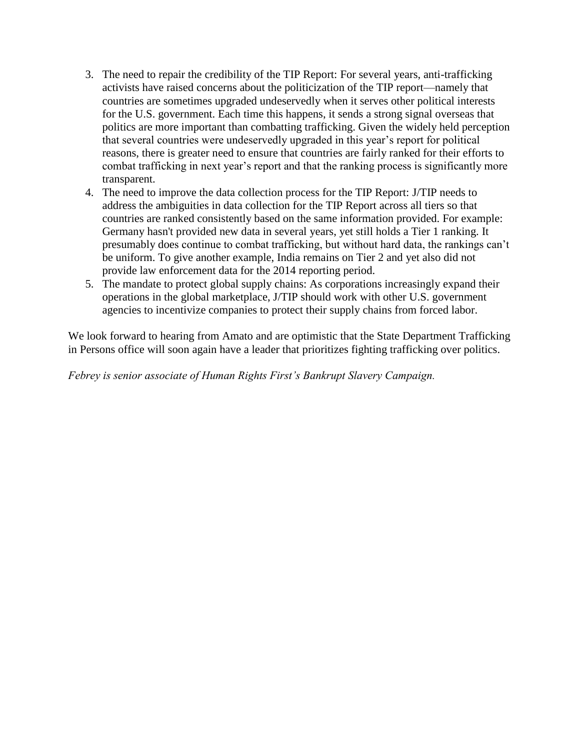3. The need to repair the credibility of the TIP Report: For several years, anti-trafficking activists have raised concerns about the politicization of the TIP report—namely that countries are sometimes upgraded undeservedly when it serves other political interests for the U.S. government. Each time this happens, it sends a strong signal overseas that politics are more important than combatting trafficking. Given the widely held perception that several countries were undeservedly upgraded in this year's report for political reasons, there is greater need to ensure that countries are fairly ranked for their efforts to combat trafficking in next year's report and that the ranking process is significantly more transparent.
4. The need to improve the data collection process for the TIP Report: J/TIP needs to address the ambiguities in data collection for the TIP Report across all tiers so that countries are ranked consistently based on the same information provided. For example: Germany hasn't provided new data in several years, yet still holds a Tier 1 ranking. It presumably does continue to combat trafficking, but without hard data, the rankings can't be uniform. To give another example, India remains on Tier 2 and yet also did not provide law enforcement data for the 2014 reporting period.
5. The mandate to protect global supply chains: As corporations increasingly expand their operations in the global marketplace, J/TIP should work with other U.S. government agencies to incentivize companies to protect their supply chains from forced labor.

We look forward to hearing from Amato and are optimistic that the State Department Trafficking in Persons office will soon again have a leader that prioritizes fighting trafficking over politics.

*Febrey is senior associate of Human Rights First's Bankrupt Slavery Campaign.*